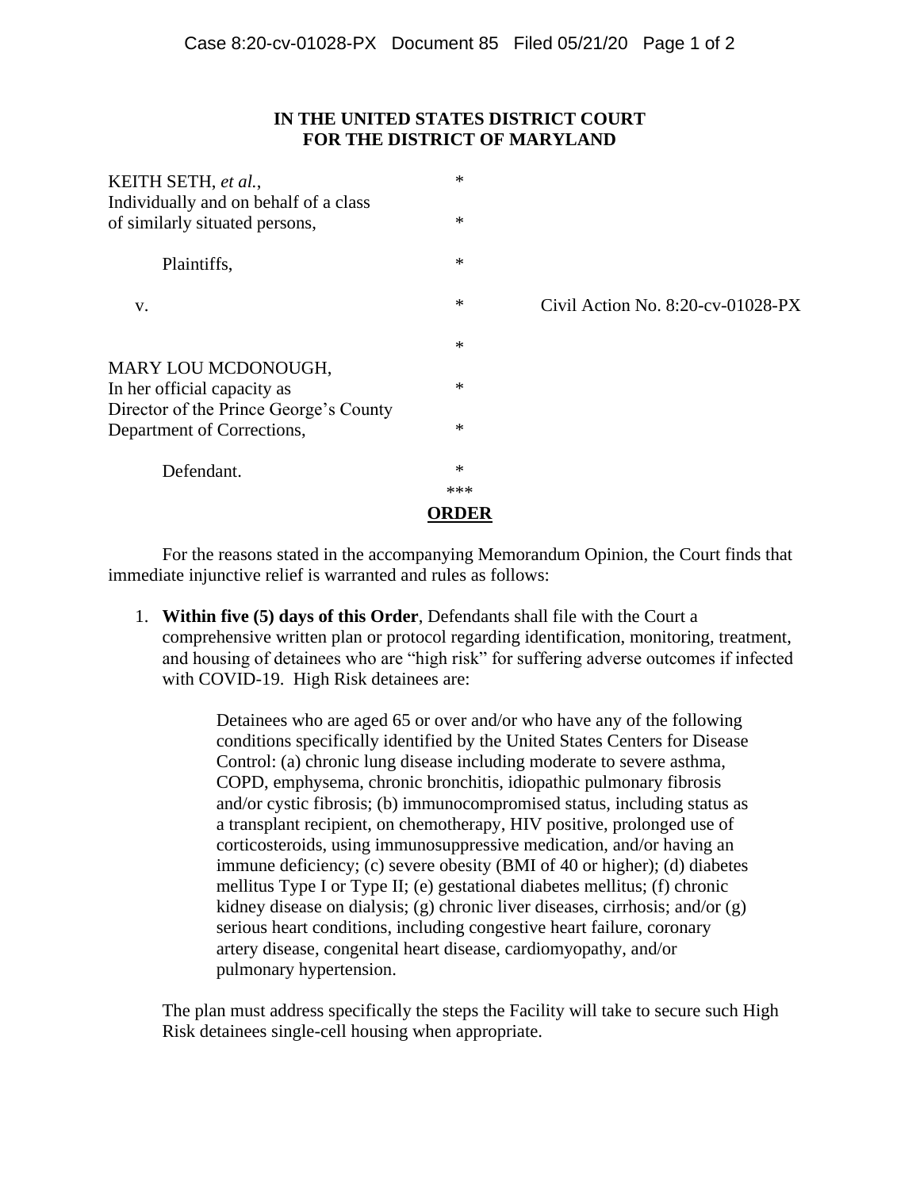**IN THE UNITED STATES DISTRICT COURT**
**FOR THE DISTRICT OF MARYLAND**

| | | |
|---|---|---|
| KEITH SETH, *et al.*, Individually and on behalf of a class of similarly situated persons, | * | |
| Plaintiffs, | * | |
| v. | * | Civil Action No. 8:20-cv-01028-PX |
| | * | |
| MARY LOU MCDONOUGH, In her official capacity as Director of the Prince George's County Department of Corrections, | * | |
| Defendant. | * | |

***

**ORDER**

For the reasons stated in the accompanying Memorandum Opinion, the Court finds that immediate injunctive relief is warranted and rules as follows:

1. **Within five (5) days of this Order**, Defendants shall file with the Court a comprehensive written plan or protocol regarding identification, monitoring, treatment, and housing of detainees who are "high risk" for suffering adverse outcomes if infected with COVID-19. High Risk detainees are:

   > Detainees who are aged 65 or over and/or who have any of the following conditions specifically identified by the United States Centers for Disease Control: (a) chronic lung disease including moderate to severe asthma, COPD, emphysema, chronic bronchitis, idiopathic pulmonary fibrosis and/or cystic fibrosis; (b) immunocompromised status, including status as a transplant recipient, on chemotherapy, HIV positive, prolonged use of corticosteroids, using immunosuppressive medication, and/or having an immune deficiency; (c) severe obesity (BMI of 40 or higher); (d) diabetes mellitus Type I or Type II; (e) gestational diabetes mellitus; (f) chronic kidney disease on dialysis; (g) chronic liver diseases, cirrhosis; and/or (g) serious heart conditions, including congestive heart failure, coronary artery disease, congenital heart disease, cardiomyopathy, and/or pulmonary hypertension.

   The plan must address specifically the steps the Facility will take to secure such High Risk detainees single-cell housing when appropriate.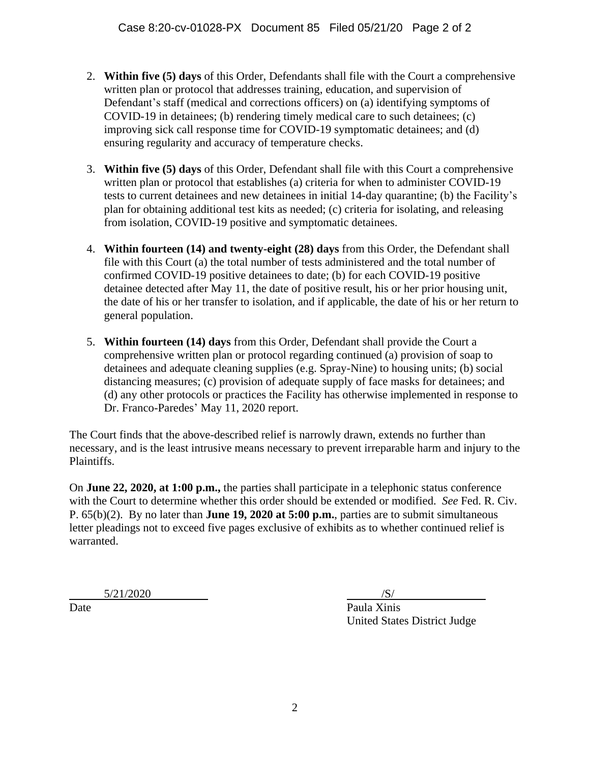2. **Within five (5) days** of this Order, Defendants shall file with the Court a comprehensive written plan or protocol that addresses training, education, and supervision of Defendant's staff (medical and corrections officers) on (a) identifying symptoms of COVID-19 in detainees; (b) rendering timely medical care to such detainees; (c) improving sick call response time for COVID-19 symptomatic detainees; and (d) ensuring regularity and accuracy of temperature checks.

3. **Within five (5) days** of this Order, Defendant shall file with this Court a comprehensive written plan or protocol that establishes (a) criteria for when to administer COVID-19 tests to current detainees and new detainees in initial 14-day quarantine; (b) the Facility's plan for obtaining additional test kits as needed; (c) criteria for isolating, and releasing from isolation, COVID-19 positive and symptomatic detainees.

4. **Within fourteen (14) and twenty-eight (28) days** from this Order, the Defendant shall file with this Court (a) the total number of tests administered and the total number of confirmed COVID-19 positive detainees to date; (b) for each COVID-19 positive detainee detected after May 11, the date of positive result, his or her prior housing unit, the date of his or her transfer to isolation, and if applicable, the date of his or her return to general population.

5. **Within fourteen (14) days** from this Order, Defendant shall provide the Court a comprehensive written plan or protocol regarding continued (a) provision of soap to detainees and adequate cleaning supplies (e.g. Spray-Nine) to housing units; (b) social distancing measures; (c) provision of adequate supply of face masks for detainees; and (d) any other protocols or practices the Facility has otherwise implemented in response to Dr. Franco-Paredes' May 11, 2020 report.

The Court finds that the above-described relief is narrowly drawn, extends no further than necessary, and is the least intrusive means necessary to prevent irreparable harm and injury to the Plaintiffs.

On **June 22, 2020, at 1:00 p.m.,** the parties shall participate in a telephonic status conference with the Court to determine whether this order should be extended or modified. *See* Fed. R. Civ. P. 65(b)(2). By no later than **June 19, 2020 at 5:00 p.m.**, parties are to submit simultaneous letter pleadings not to exceed five pages exclusive of exhibits as to whether continued relief is warranted.

5/21/2020
Date

/S/
Paula Xinis
United States District Judge